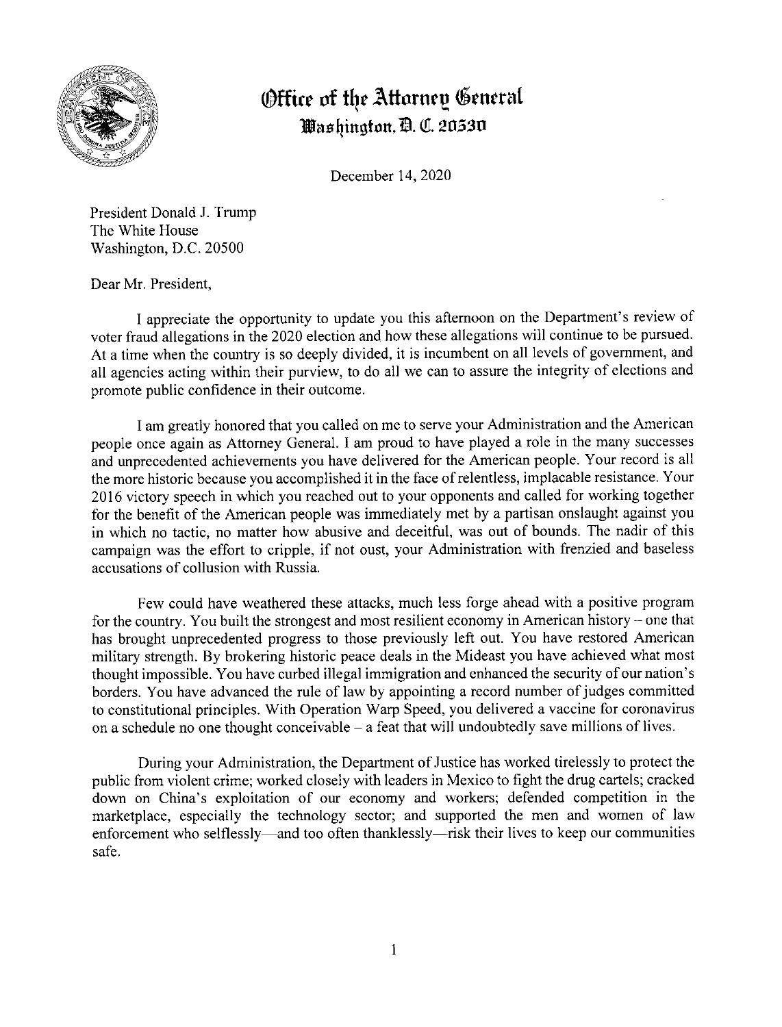# Office of the Attorney General
## Washington, D. C. 20530

December 14, 2020

President Donald J. Trump
The White House
Washington, D.C. 20500

Dear Mr. President,

I appreciate the opportunity to update you this afternoon on the Department's review of voter fraud allegations in the 2020 election and how these allegations will continue to be pursued. At a time when the country is so deeply divided, it is incumbent on all levels of government, and all agencies acting within their purview, to do all we can to assure the integrity of elections and promote public confidence in their outcome.

I am greatly honored that you called on me to serve your Administration and the American people once again as Attorney General. I am proud to have played a role in the many successes and unprecedented achievements you have delivered for the American people. Your record is all the more historic because you accomplished it in the face of relentless, implacable resistance. Your 2016 victory speech in which you reached out to your opponents and called for working together for the benefit of the American people was immediately met by a partisan onslaught against you in which no tactic, no matter how abusive and deceitful, was out of bounds. The nadir of this campaign was the effort to cripple, if not oust, your Administration with frenzied and baseless accusations of collusion with Russia.

Few could have weathered these attacks, much less forge ahead with a positive program for the country. You built the strongest and most resilient economy in American history – one that has brought unprecedented progress to those previously left out. You have restored American military strength. By brokering historic peace deals in the Mideast you have achieved what most thought impossible. You have curbed illegal immigration and enhanced the security of our nation's borders. You have advanced the rule of law by appointing a record number of judges committed to constitutional principles. With Operation Warp Speed, you delivered a vaccine for coronavirus on a schedule no one thought conceivable – a feat that will undoubtedly save millions of lives.

During your Administration, the Department of Justice has worked tirelessly to protect the public from violent crime; worked closely with leaders in Mexico to fight the drug cartels; cracked down on China's exploitation of our economy and workers; defended competition in the marketplace, especially the technology sector; and supported the men and women of law enforcement who selflessly—and too often thanklessly—risk their lives to keep our communities safe.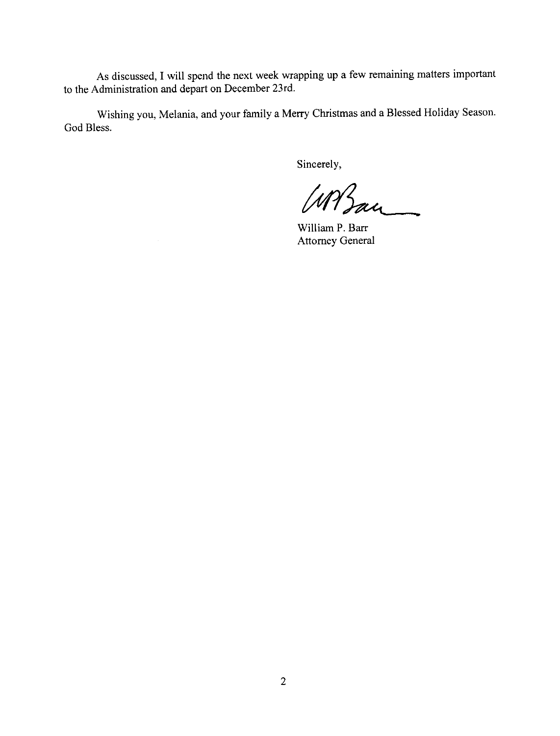As discussed, I will spend the next week wrapping up a few remaining matters important to the Administration and depart on December 23rd.

Wishing you, Melania, and your family a Merry Christmas and a Blessed Holiday Season. God Bless.

Sincerely,

William P. Barr
Attorney General